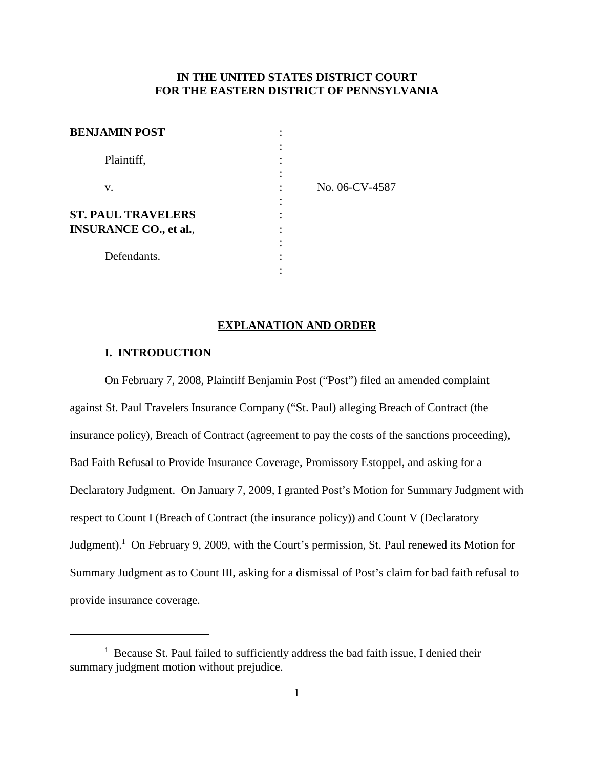**IN THE UNITED STATES DISTRICT COURT**
**FOR THE EASTERN DISTRICT OF PENNSYLVANIA**

| | | |
|---|---|---|
| **BENJAMIN POST** | : | |
| Plaintiff, | : | |
| v. | : | No. 06-CV-4587 |
| **ST. PAUL TRAVELERS INSURANCE CO., et al.**, | : | |
| Defendants. | : | |

## EXPLANATION AND ORDER

### I. INTRODUCTION

On February 7, 2008, Plaintiff Benjamin Post ("Post") filed an amended complaint against St. Paul Travelers Insurance Company ("St. Paul) alleging Breach of Contract (the insurance policy), Breach of Contract (agreement to pay the costs of the sanctions proceeding), Bad Faith Refusal to Provide Insurance Coverage, Promissory Estoppel, and asking for a Declaratory Judgment. On January 7, 2009, I granted Post's Motion for Summary Judgment with respect to Count I (Breach of Contract (the insurance policy)) and Count V (Declaratory Judgment).[1] On February 9, 2009, with the Court's permission, St. Paul renewed its Motion for Summary Judgment as to Count III, asking for a dismissal of Post's claim for bad faith refusal to provide insurance coverage.

---

[1] Because St. Paul failed to sufficiently address the bad faith issue, I denied their summary judgment motion without prejudice.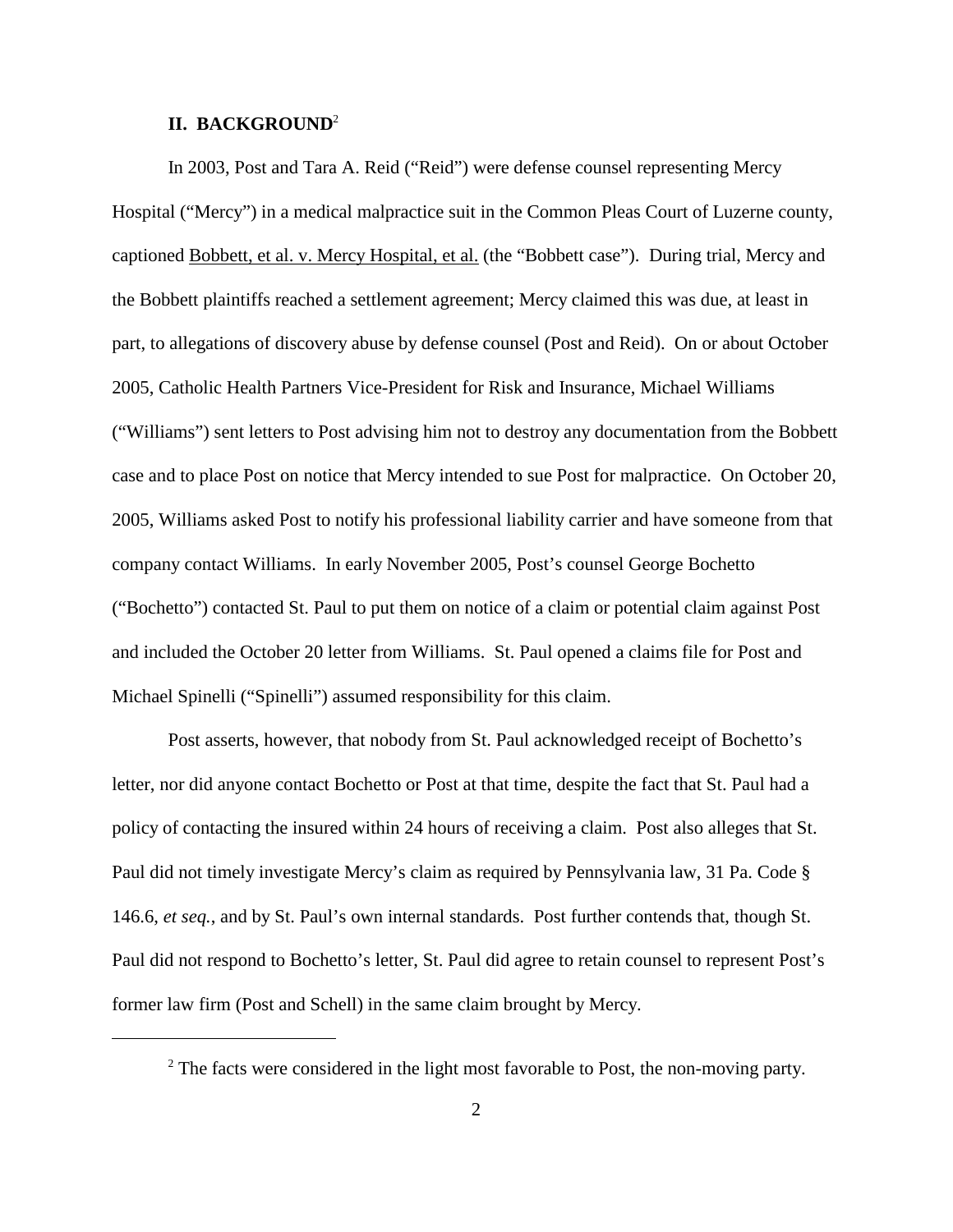## II. BACKGROUND[2]

In 2003, Post and Tara A. Reid ("Reid") were defense counsel representing Mercy Hospital ("Mercy") in a medical malpractice suit in the Common Pleas Court of Luzerne county, captioned Bobbett, et al. v. Mercy Hospital, et al. (the "Bobbett case"). During trial, Mercy and the Bobbett plaintiffs reached a settlement agreement; Mercy claimed this was due, at least in part, to allegations of discovery abuse by defense counsel (Post and Reid). On or about October 2005, Catholic Health Partners Vice-President for Risk and Insurance, Michael Williams ("Williams") sent letters to Post advising him not to destroy any documentation from the Bobbett case and to place Post on notice that Mercy intended to sue Post for malpractice. On October 20, 2005, Williams asked Post to notify his professional liability carrier and have someone from that company contact Williams. In early November 2005, Post's counsel George Bochetto ("Bochetto") contacted St. Paul to put them on notice of a claim or potential claim against Post and included the October 20 letter from Williams. St. Paul opened a claims file for Post and Michael Spinelli ("Spinelli") assumed responsibility for this claim.

Post asserts, however, that nobody from St. Paul acknowledged receipt of Bochetto's letter, nor did anyone contact Bochetto or Post at that time, despite the fact that St. Paul had a policy of contacting the insured within 24 hours of receiving a claim. Post also alleges that St. Paul did not timely investigate Mercy's claim as required by Pennsylvania law, 31 Pa. Code § 146.6, *et seq.*, and by St. Paul's own internal standards. Post further contends that, though St. Paul did not respond to Bochetto's letter, St. Paul did agree to retain counsel to represent Post's former law firm (Post and Schell) in the same claim brought by Mercy.

[2] The facts were considered in the light most favorable to Post, the non-moving party.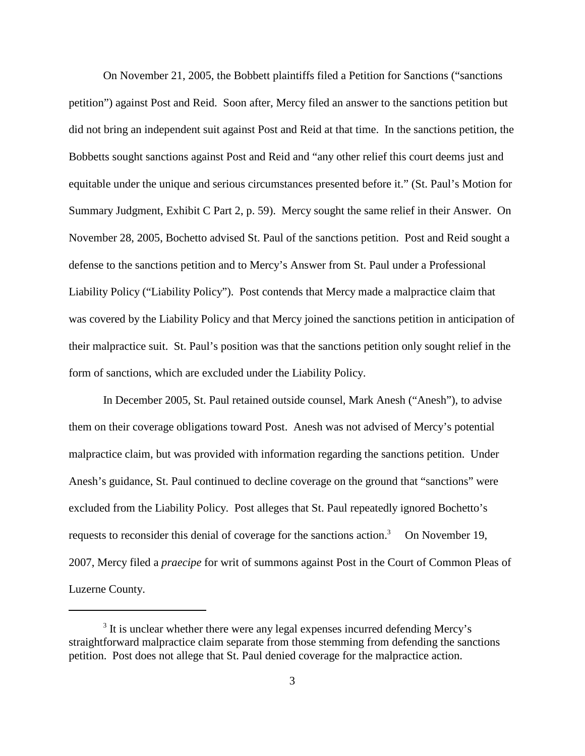On November 21, 2005, the Bobbett plaintiffs filed a Petition for Sanctions ("sanctions petition") against Post and Reid. Soon after, Mercy filed an answer to the sanctions petition but did not bring an independent suit against Post and Reid at that time. In the sanctions petition, the Bobbetts sought sanctions against Post and Reid and "any other relief this court deems just and equitable under the unique and serious circumstances presented before it." (St. Paul's Motion for Summary Judgment, Exhibit C Part 2, p. 59). Mercy sought the same relief in their Answer. On November 28, 2005, Bochetto advised St. Paul of the sanctions petition. Post and Reid sought a defense to the sanctions petition and to Mercy's Answer from St. Paul under a Professional Liability Policy ("Liability Policy"). Post contends that Mercy made a malpractice claim that was covered by the Liability Policy and that Mercy joined the sanctions petition in anticipation of their malpractice suit. St. Paul's position was that the sanctions petition only sought relief in the form of sanctions, which are excluded under the Liability Policy.

In December 2005, St. Paul retained outside counsel, Mark Anesh ("Anesh"), to advise them on their coverage obligations toward Post. Anesh was not advised of Mercy's potential malpractice claim, but was provided with information regarding the sanctions petition. Under Anesh's guidance, St. Paul continued to decline coverage on the ground that "sanctions" were excluded from the Liability Policy. Post alleges that St. Paul repeatedly ignored Bochetto's requests to reconsider this denial of coverage for the sanctions action.[3] On November 19, 2007, Mercy filed a *praecipe* for writ of summons against Post in the Court of Common Pleas of Luzerne County.

---

[3] It is unclear whether there were any legal expenses incurred defending Mercy's straightforward malpractice claim separate from those stemming from defending the sanctions petition. Post does not allege that St. Paul denied coverage for the malpractice action.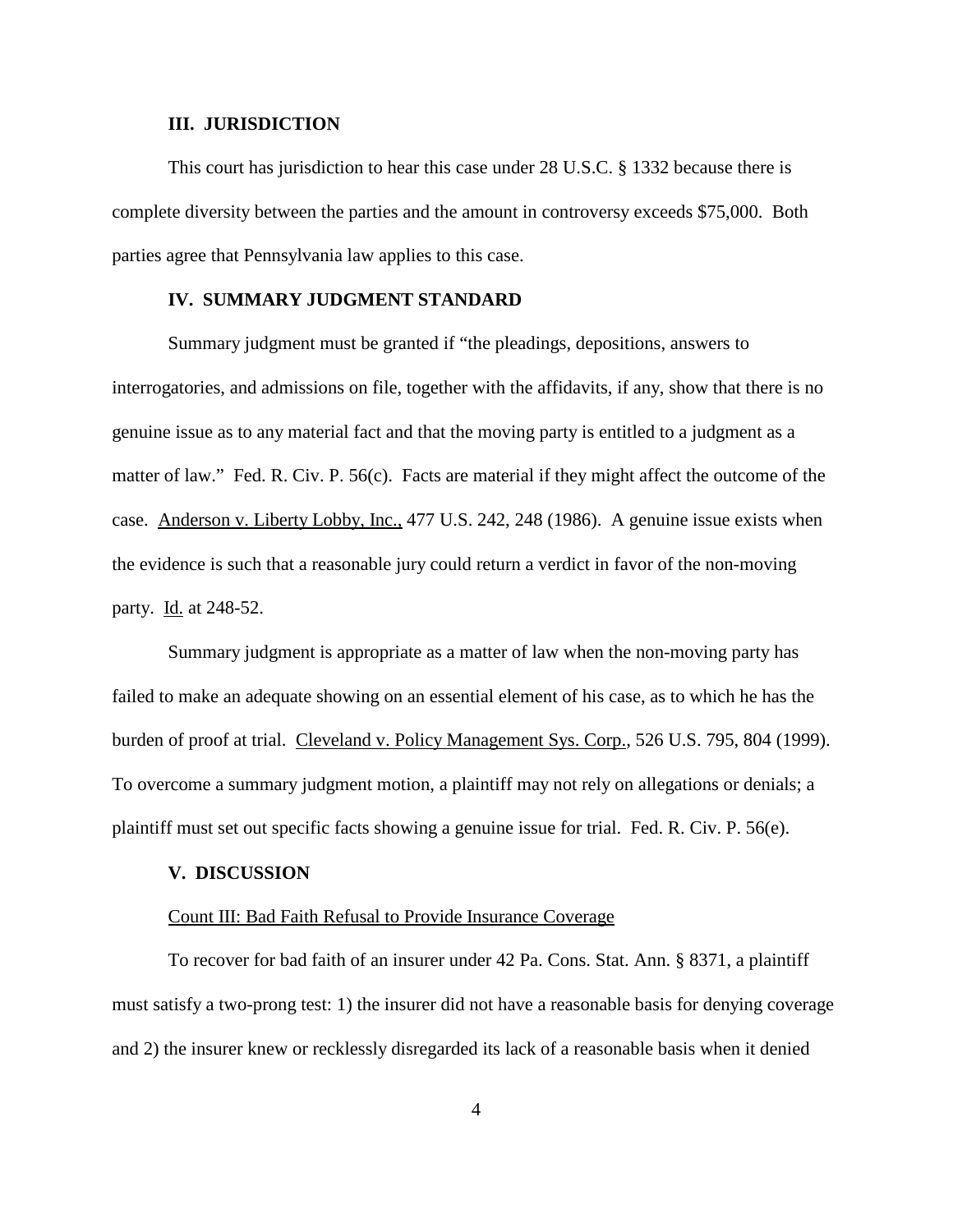### III. JURISDICTION

This court has jurisdiction to hear this case under 28 U.S.C. § 1332 because there is complete diversity between the parties and the amount in controversy exceeds $75,000. Both parties agree that Pennsylvania law applies to this case.

### IV. SUMMARY JUDGMENT STANDARD

Summary judgment must be granted if "the pleadings, depositions, answers to interrogatories, and admissions on file, together with the affidavits, if any, show that there is no genuine issue as to any material fact and that the moving party is entitled to a judgment as a matter of law." Fed. R. Civ. P. 56(c). Facts are material if they might affect the outcome of the case. Anderson v. Liberty Lobby, Inc., 477 U.S. 242, 248 (1986). A genuine issue exists when the evidence is such that a reasonable jury could return a verdict in favor of the non-moving party. Id. at 248-52.

Summary judgment is appropriate as a matter of law when the non-moving party has failed to make an adequate showing on an essential element of his case, as to which he has the burden of proof at trial. Cleveland v. Policy Management Sys. Corp., 526 U.S. 795, 804 (1999). To overcome a summary judgment motion, a plaintiff may not rely on allegations or denials; a plaintiff must set out specific facts showing a genuine issue for trial. Fed. R. Civ. P. 56(e).

### V. DISCUSSION

Count III: Bad Faith Refusal to Provide Insurance Coverage

To recover for bad faith of an insurer under 42 Pa. Cons. Stat. Ann. § 8371, a plaintiff must satisfy a two-prong test: 1) the insurer did not have a reasonable basis for denying coverage and 2) the insurer knew or recklessly disregarded its lack of a reasonable basis when it denied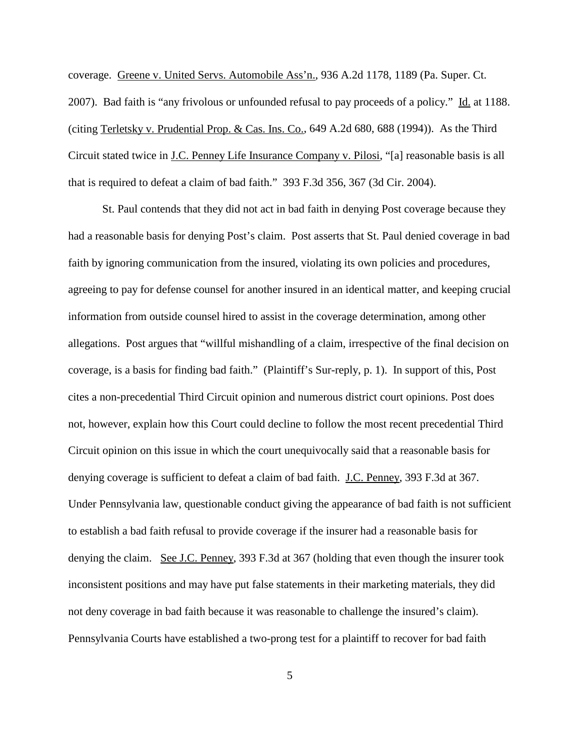coverage. Greene v. United Servs. Automobile Ass'n., 936 A.2d 1178, 1189 (Pa. Super. Ct. 2007). Bad faith is "any frivolous or unfounded refusal to pay proceeds of a policy." Id. at 1188. (citing Terletsky v. Prudential Prop. & Cas. Ins. Co., 649 A.2d 680, 688 (1994)). As the Third Circuit stated twice in J.C. Penney Life Insurance Company v. Pilosi, "[a] reasonable basis is all that is required to defeat a claim of bad faith." 393 F.3d 356, 367 (3d Cir. 2004).

St. Paul contends that they did not act in bad faith in denying Post coverage because they had a reasonable basis for denying Post's claim. Post asserts that St. Paul denied coverage in bad faith by ignoring communication from the insured, violating its own policies and procedures, agreeing to pay for defense counsel for another insured in an identical matter, and keeping crucial information from outside counsel hired to assist in the coverage determination, among other allegations. Post argues that "willful mishandling of a claim, irrespective of the final decision on coverage, is a basis for finding bad faith." (Plaintiff's Sur-reply, p. 1). In support of this, Post cites a non-precedential Third Circuit opinion and numerous district court opinions. Post does not, however, explain how this Court could decline to follow the most recent precedential Third Circuit opinion on this issue in which the court unequivocally said that a reasonable basis for denying coverage is sufficient to defeat a claim of bad faith. J.C. Penney, 393 F.3d at 367. Under Pennsylvania law, questionable conduct giving the appearance of bad faith is not sufficient to establish a bad faith refusal to provide coverage if the insurer had a reasonable basis for denying the claim. See J.C. Penney, 393 F.3d at 367 (holding that even though the insurer took inconsistent positions and may have put false statements in their marketing materials, they did not deny coverage in bad faith because it was reasonable to challenge the insured's claim). Pennsylvania Courts have established a two-prong test for a plaintiff to recover for bad faith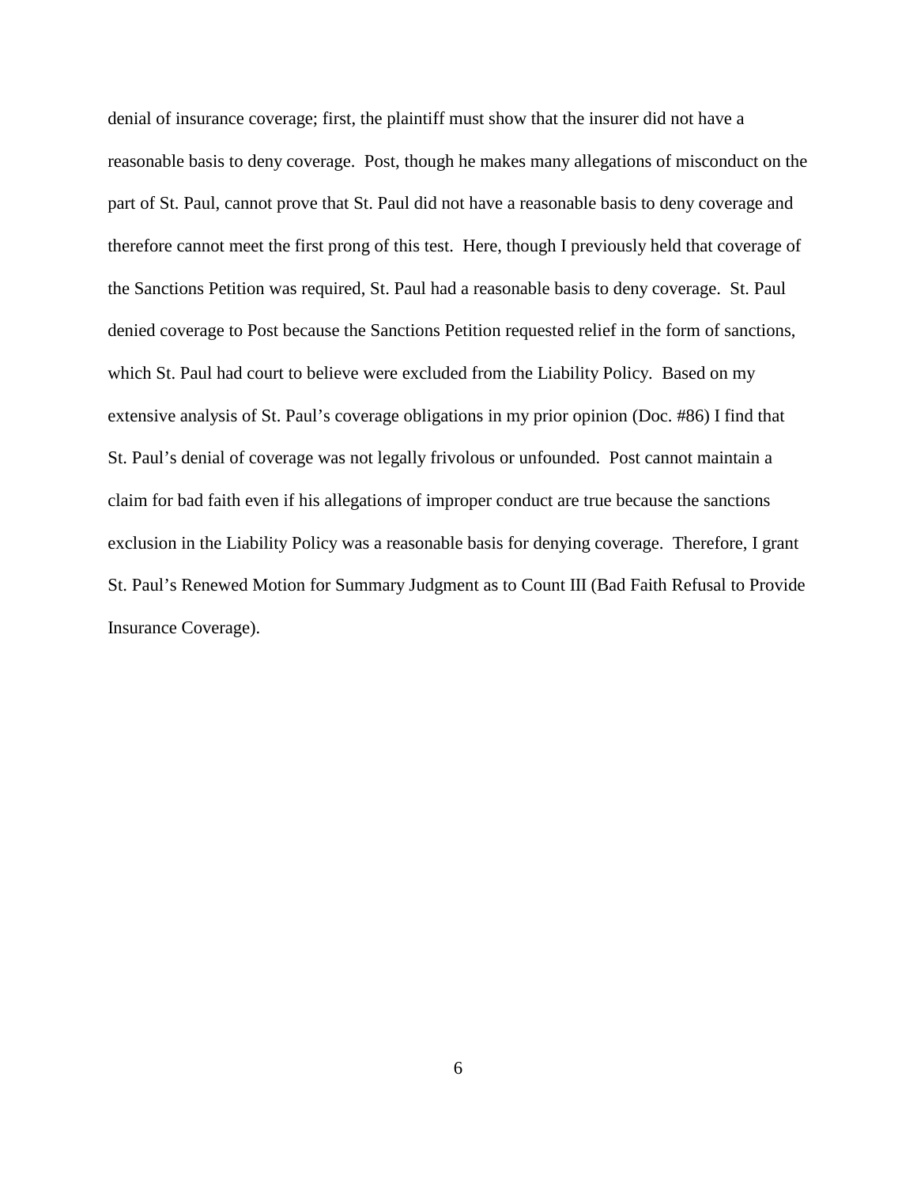denial of insurance coverage; first, the plaintiff must show that the insurer did not have a reasonable basis to deny coverage. Post, though he makes many allegations of misconduct on the part of St. Paul, cannot prove that St. Paul did not have a reasonable basis to deny coverage and therefore cannot meet the first prong of this test. Here, though I previously held that coverage of the Sanctions Petition was required, St. Paul had a reasonable basis to deny coverage. St. Paul denied coverage to Post because the Sanctions Petition requested relief in the form of sanctions, which St. Paul had court to believe were excluded from the Liability Policy. Based on my extensive analysis of St. Paul's coverage obligations in my prior opinion (Doc. #86) I find that St. Paul's denial of coverage was not legally frivolous or unfounded. Post cannot maintain a claim for bad faith even if his allegations of improper conduct are true because the sanctions exclusion in the Liability Policy was a reasonable basis for denying coverage. Therefore, I grant St. Paul's Renewed Motion for Summary Judgment as to Count III (Bad Faith Refusal to Provide Insurance Coverage).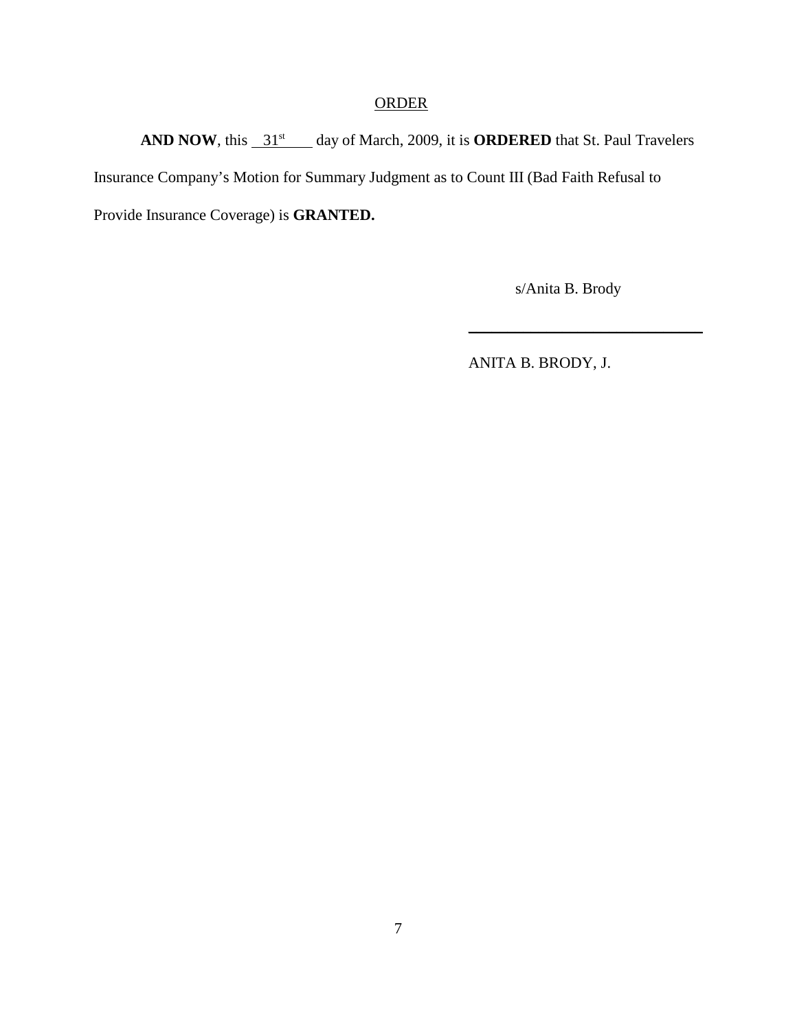ORDER

**AND NOW**, this 31st day of March, 2009, it is **ORDERED** that St. Paul Travelers Insurance Company's Motion for Summary Judgment as to Count III (Bad Faith Refusal to Provide Insurance Coverage) is **GRANTED.**

s/Anita B. Brody

ANITA B. BRODY, J.